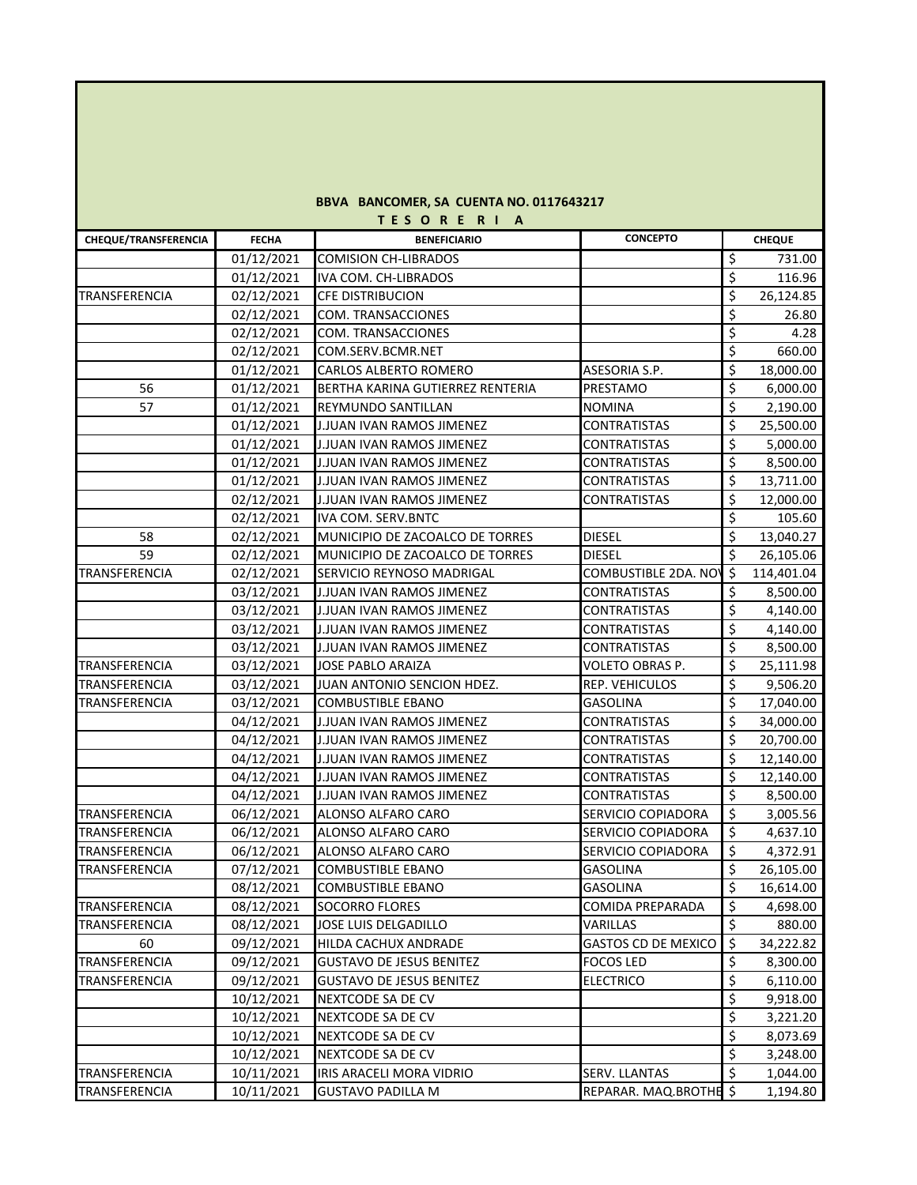**BBVA BANCOMER, SA CUENTA NO. 0117643217**

**T E S O R E R I A**

| CHEQUE/TRANSFERENCIA | FECHA | BENEFICIARIO | CONCEPTO | CHEQUE |
|---|---|---|---|---|
| | 01/12/2021 | COMISION CH-LIBRADOS | | $ 731.00 |
| | 01/12/2021 | IVA COM. CH-LIBRADOS | | $ 116.96 |
| TRANSFERENCIA | 02/12/2021 | CFE DISTRIBUCION | | $ 26,124.85 |
| | 02/12/2021 | COM. TRANSACCIONES | | $ 26.80 |
| | 02/12/2021 | COM. TRANSACCIONES | | $ 4.28 |
| | 02/12/2021 | COM.SERV.BCMR.NET | | $ 660.00 |
| | 01/12/2021 | CARLOS ALBERTO ROMERO | ASESORIA S.P. | $ 18,000.00 |
| 56 | 01/12/2021 | BERTHA KARINA GUTIERREZ RENTERIA | PRESTAMO | $ 6,000.00 |
| 57 | 01/12/2021 | REYMUNDO SANTILLAN | NOMINA | $ 2,190.00 |
| | 01/12/2021 | J.JUAN IVAN RAMOS JIMENEZ | CONTRATISTAS | $ 25,500.00 |
| | 01/12/2021 | J.JUAN IVAN RAMOS JIMENEZ | CONTRATISTAS | $ 5,000.00 |
| | 01/12/2021 | J.JUAN IVAN RAMOS JIMENEZ | CONTRATISTAS | $ 8,500.00 |
| | 01/12/2021 | J.JUAN IVAN RAMOS JIMENEZ | CONTRATISTAS | $ 13,711.00 |
| | 02/12/2021 | J.JUAN IVAN RAMOS JIMENEZ | CONTRATISTAS | $ 12,000.00 |
| | 02/12/2021 | IVA COM. SERV.BNTC | | $ 105.60 |
| 58 | 02/12/2021 | MUNICIPIO DE ZACOALCO DE TORRES | DIESEL | $ 13,040.27 |
| 59 | 02/12/2021 | MUNICIPIO DE ZACOALCO DE TORRES | DIESEL | $ 26,105.06 |
| TRANSFERENCIA | 02/12/2021 | SERVICIO REYNOSO MADRIGAL | COMBUSTIBLE 2DA. NOV | $ 114,401.04 |
| | 03/12/2021 | J.JUAN IVAN RAMOS JIMENEZ | CONTRATISTAS | $ 8,500.00 |
| | 03/12/2021 | J.JUAN IVAN RAMOS JIMENEZ | CONTRATISTAS | $ 4,140.00 |
| | 03/12/2021 | J.JUAN IVAN RAMOS JIMENEZ | CONTRATISTAS | $ 4,140.00 |
| | 03/12/2021 | J.JUAN IVAN RAMOS JIMENEZ | CONTRATISTAS | $ 8,500.00 |
| TRANSFERENCIA | 03/12/2021 | JOSE PABLO ARAIZA | VOLETO OBRAS P. | $ 25,111.98 |
| TRANSFERENCIA | 03/12/2021 | JUAN ANTONIO SENCION HDEZ. | REP. VEHICULOS | $ 9,506.20 |
| TRANSFERENCIA | 03/12/2021 | COMBUSTIBLE EBANO | GASOLINA | $ 17,040.00 |
| | 04/12/2021 | J.JUAN IVAN RAMOS JIMENEZ | CONTRATISTAS | $ 34,000.00 |
| | 04/12/2021 | J.JUAN IVAN RAMOS JIMENEZ | CONTRATISTAS | $ 20,700.00 |
| | 04/12/2021 | J.JUAN IVAN RAMOS JIMENEZ | CONTRATISTAS | $ 12,140.00 |
| | 04/12/2021 | J.JUAN IVAN RAMOS JIMENEZ | CONTRATISTAS | $ 12,140.00 |
| | 04/12/2021 | J.JUAN IVAN RAMOS JIMENEZ | CONTRATISTAS | $ 8,500.00 |
| TRANSFERENCIA | 06/12/2021 | ALONSO ALFARO CARO | SERVICIO COPIADORA | $ 3,005.56 |
| TRANSFERENCIA | 06/12/2021 | ALONSO ALFARO CARO | SERVICIO COPIADORA | $ 4,637.10 |
| TRANSFERENCIA | 06/12/2021 | ALONSO ALFARO CARO | SERVICIO COPIADORA | $ 4,372.91 |
| TRANSFERENCIA | 07/12/2021 | COMBUSTIBLE EBANO | GASOLINA | $ 26,105.00 |
| | 08/12/2021 | COMBUSTIBLE EBANO | GASOLINA | $ 16,614.00 |
| TRANSFERENCIA | 08/12/2021 | SOCORRO FLORES | COMIDA PREPARADA | $ 4,698.00 |
| TRANSFERENCIA | 08/12/2021 | JOSE LUIS DELGADILLO | VARILLAS | $ 880.00 |
| 60 | 09/12/2021 | HILDA CACHUX ANDRADE | GASTOS CD DE MEXICO | $ 34,222.82 |
| TRANSFERENCIA | 09/12/2021 | GUSTAVO DE JESUS BENITEZ | FOCOS LED | $ 8,300.00 |
| TRANSFERENCIA | 09/12/2021 | GUSTAVO DE JESUS BENITEZ | ELECTRICO | $ 6,110.00 |
| | 10/12/2021 | NEXTCODE SA DE CV | | $ 9,918.00 |
| | 10/12/2021 | NEXTCODE SA DE CV | | $ 3,221.20 |
| | 10/12/2021 | NEXTCODE SA DE CV | | $ 8,073.69 |
| | 10/12/2021 | NEXTCODE SA DE CV | | $ 3,248.00 |
| TRANSFERENCIA | 10/11/2021 | IRIS ARACELI MORA VIDRIO | SERV. LLANTAS | $ 1,044.00 |
| TRANSFERENCIA | 10/11/2021 | GUSTAVO PADILLA M | REPARAR. MAQ.BROTHE | $ 1,194.80 |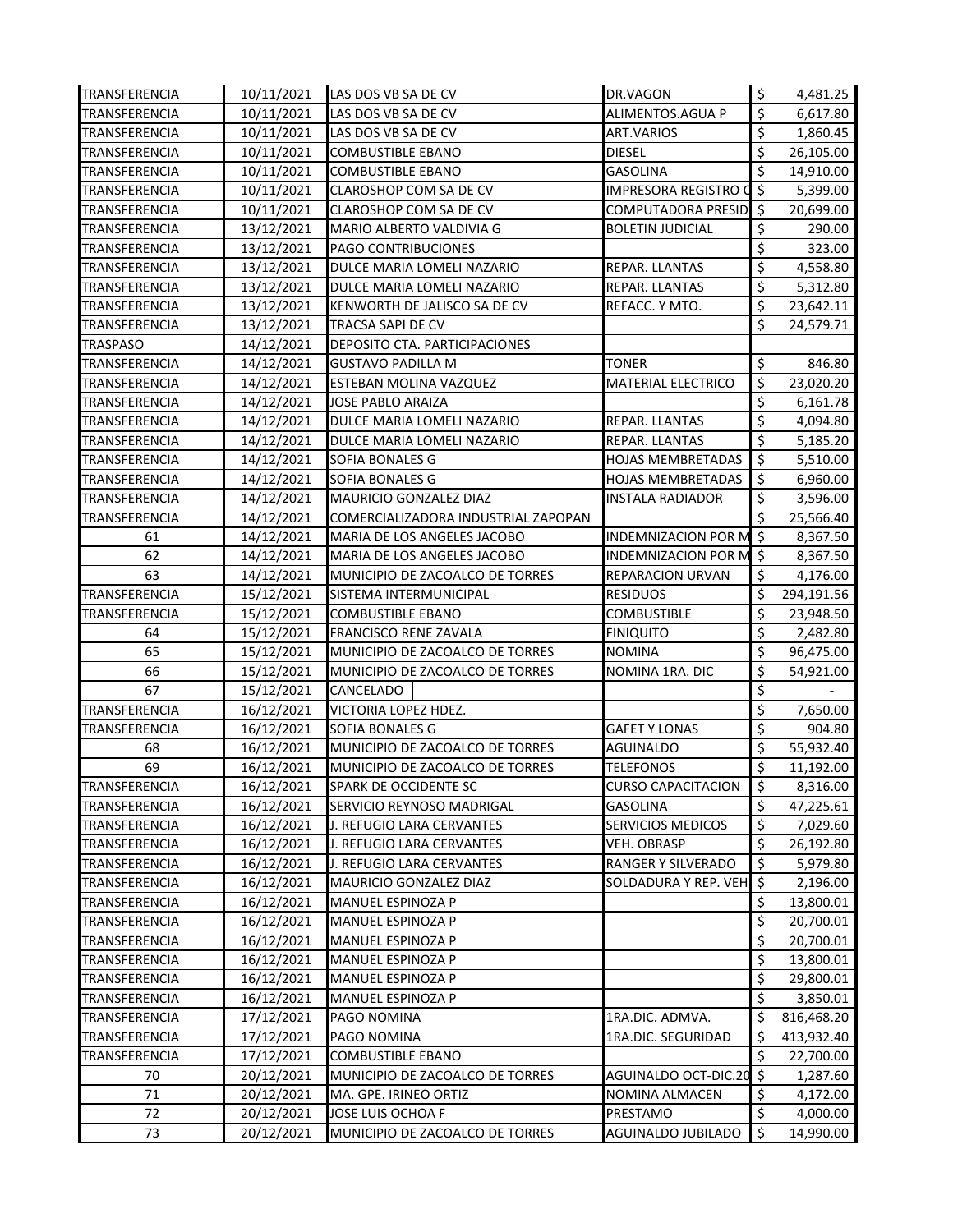| | | | | | |
|---|---|---|---|---|---|
| TRANSFERENCIA | 10/11/2021 | LAS DOS VB SA DE CV | DR.VAGON | $ | 4,481.25 |
| TRANSFERENCIA | 10/11/2021 | LAS DOS VB SA DE CV | ALIMENTOS.AGUA P | $ | 6,617.80 |
| TRANSFERENCIA | 10/11/2021 | LAS DOS VB SA DE CV | ART.VARIOS | $ | 1,860.45 |
| TRANSFERENCIA | 10/11/2021 | COMBUSTIBLE EBANO | DIESEL | $ | 26,105.00 |
| TRANSFERENCIA | 10/11/2021 | COMBUSTIBLE EBANO | GASOLINA | $ | 14,910.00 |
| TRANSFERENCIA | 10/11/2021 | CLAROSHOP COM SA DE CV | IMPRESORA REGISTRO C | $ | 5,399.00 |
| TRANSFERENCIA | 10/11/2021 | CLAROSHOP COM SA DE CV | COMPUTADORA PRESID | $ | 20,699.00 |
| TRANSFERENCIA | 13/12/2021 | MARIO ALBERTO VALDIVIA G | BOLETIN JUDICIAL | $ | 290.00 |
| TRANSFERENCIA | 13/12/2021 | PAGO CONTRIBUCIONES | | $ | 323.00 |
| TRANSFERENCIA | 13/12/2021 | DULCE MARIA LOMELI NAZARIO | REPAR. LLANTAS | $ | 4,558.80 |
| TRANSFERENCIA | 13/12/2021 | DULCE MARIA LOMELI NAZARIO | REPAR. LLANTAS | $ | 5,312.80 |
| TRANSFERENCIA | 13/12/2021 | KENWORTH DE JALISCO SA DE CV | REFACC. Y MTO. | $ | 23,642.11 |
| TRANSFERENCIA | 13/12/2021 | TRACSA SAPI DE CV | | $ | 24,579.71 |
| TRASPASO | 14/12/2021 | DEPOSITO CTA. PARTICIPACIONES | | | |
| TRANSFERENCIA | 14/12/2021 | GUSTAVO PADILLA M | TONER | $ | 846.80 |
| TRANSFERENCIA | 14/12/2021 | ESTEBAN MOLINA VAZQUEZ | MATERIAL ELECTRICO | $ | 23,020.20 |
| TRANSFERENCIA | 14/12/2021 | JOSE PABLO ARAIZA | | $ | 6,161.78 |
| TRANSFERENCIA | 14/12/2021 | DULCE MARIA LOMELI NAZARIO | REPAR. LLANTAS | $ | 4,094.80 |
| TRANSFERENCIA | 14/12/2021 | DULCE MARIA LOMELI NAZARIO | REPAR. LLANTAS | $ | 5,185.20 |
| TRANSFERENCIA | 14/12/2021 | SOFIA BONALES G | HOJAS MEMBRETADAS | $ | 5,510.00 |
| TRANSFERENCIA | 14/12/2021 | SOFIA BONALES G | HOJAS MEMBRETADAS | $ | 6,960.00 |
| TRANSFERENCIA | 14/12/2021 | MAURICIO GONZALEZ DIAZ | INSTALA RADIADOR | $ | 3,596.00 |
| TRANSFERENCIA | 14/12/2021 | COMERCIALIZADORA INDUSTRIAL ZAPOPAN | | $ | 25,566.40 |
| 61 | 14/12/2021 | MARIA DE LOS ANGELES JACOBO | INDEMNIZACION POR M | $ | 8,367.50 |
| 62 | 14/12/2021 | MARIA DE LOS ANGELES JACOBO | INDEMNIZACION POR M | $ | 8,367.50 |
| 63 | 14/12/2021 | MUNICIPIO DE ZACOALCO DE TORRES | REPARACION URVAN | $ | 4,176.00 |
| TRANSFERENCIA | 15/12/2021 | SISTEMA INTERMUNICIPAL | RESIDUOS | $ | 294,191.56 |
| TRANSFERENCIA | 15/12/2021 | COMBUSTIBLE EBANO | COMBUSTIBLE | $ | 23,948.50 |
| 64 | 15/12/2021 | FRANCISCO RENE ZAVALA | FINIQUITO | $ | 2,482.80 |
| 65 | 15/12/2021 | MUNICIPIO DE ZACOALCO DE TORRES | NOMINA | $ | 96,475.00 |
| 66 | 15/12/2021 | MUNICIPIO DE ZACOALCO DE TORRES | NOMINA 1RA. DIC | $ | 54,921.00 |
| 67 | 15/12/2021 | CANCELADO | | $ | - |
| TRANSFERENCIA | 16/12/2021 | VICTORIA LOPEZ HDEZ. | | $ | 7,650.00 |
| TRANSFERENCIA | 16/12/2021 | SOFIA BONALES G | GAFET Y LONAS | $ | 904.80 |
| 68 | 16/12/2021 | MUNICIPIO DE ZACOALCO DE TORRES | AGUINALDO | $ | 55,932.40 |
| 69 | 16/12/2021 | MUNICIPIO DE ZACOALCO DE TORRES | TELEFONOS | $ | 11,192.00 |
| TRANSFERENCIA | 16/12/2021 | SPARK DE OCCIDENTE SC | CURSO CAPACITACION | $ | 8,316.00 |
| TRANSFERENCIA | 16/12/2021 | SERVICIO REYNOSO MADRIGAL | GASOLINA | $ | 47,225.61 |
| TRANSFERENCIA | 16/12/2021 | J. REFUGIO LARA CERVANTES | SERVICIOS MEDICOS | $ | 7,029.60 |
| TRANSFERENCIA | 16/12/2021 | J. REFUGIO LARA CERVANTES | VEH. OBRASP | $ | 26,192.80 |
| TRANSFERENCIA | 16/12/2021 | J. REFUGIO LARA CERVANTES | RANGER Y SILVERADO | $ | 5,979.80 |
| TRANSFERENCIA | 16/12/2021 | MAURICIO GONZALEZ DIAZ | SOLDADURA Y REP. VEH | $ | 2,196.00 |
| TRANSFERENCIA | 16/12/2021 | MANUEL ESPINOZA P | | $ | 13,800.01 |
| TRANSFERENCIA | 16/12/2021 | MANUEL ESPINOZA P | | $ | 20,700.01 |
| TRANSFERENCIA | 16/12/2021 | MANUEL ESPINOZA P | | $ | 20,700.01 |
| TRANSFERENCIA | 16/12/2021 | MANUEL ESPINOZA P | | $ | 13,800.01 |
| TRANSFERENCIA | 16/12/2021 | MANUEL ESPINOZA P | | $ | 29,800.01 |
| TRANSFERENCIA | 16/12/2021 | MANUEL ESPINOZA P | | $ | 3,850.01 |
| TRANSFERENCIA | 17/12/2021 | PAGO NOMINA | 1RA.DIC. ADMVA. | $ | 816,468.20 |
| TRANSFERENCIA | 17/12/2021 | PAGO NOMINA | 1RA.DIC. SEGURIDAD | $ | 413,932.40 |
| TRANSFERENCIA | 17/12/2021 | COMBUSTIBLE EBANO | | $ | 22,700.00 |
| 70 | 20/12/2021 | MUNICIPIO DE ZACOALCO DE TORRES | AGUINALDO OCT-DIC.20 | $ | 1,287.60 |
| 71 | 20/12/2021 | MA. GPE. IRINEO ORTIZ | NOMINA ALMACEN | $ | 4,172.00 |
| 72 | 20/12/2021 | JOSE LUIS OCHOA F | PRESTAMO | $ | 4,000.00 |
| 73 | 20/12/2021 | MUNICIPIO DE ZACOALCO DE TORRES | AGUINALDO JUBILADO | $ | 14,990.00 |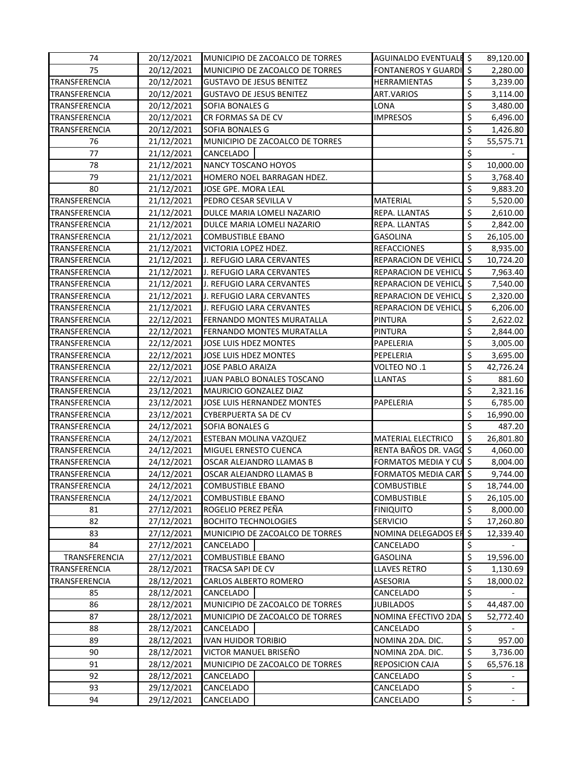| 74 | 20/12/2021 | MUNICIPIO DE ZACOALCO DE TORRES | AGUINALDO EVENTUALE | $ 89,120.00 |
|---|---|---|---|---|
| 75 | 20/12/2021 | MUNICIPIO DE ZACOALCO DE TORRES | FONTANEROS Y GUARDI | $ 2,280.00 |
| TRANSFERENCIA | 20/12/2021 | GUSTAVO DE JESUS BENITEZ | HERRAMIENTAS | $ 3,239.00 |
| TRANSFERENCIA | 20/12/2021 | GUSTAVO DE JESUS BENITEZ | ART.VARIOS | $ 3,114.00 |
| TRANSFERENCIA | 20/12/2021 | SOFIA BONALES G | LONA | $ 3,480.00 |
| TRANSFERENCIA | 20/12/2021 | CR FORMAS SA DE CV | IMPRESOS | $ 6,496.00 |
| TRANSFERENCIA | 20/12/2021 | SOFIA BONALES G | | $ 1,426.80 |
| 76 | 21/12/2021 | MUNICIPIO DE ZACOALCO DE TORRES | | $ 55,575.71 |
| 77 | 21/12/2021 | CANCELADO | | $ - |
| 78 | 21/12/2021 | NANCY TOSCANO HOYOS | | $ 10,000.00 |
| 79 | 21/12/2021 | HOMERO NOEL BARRAGAN HDEZ. | | $ 3,768.40 |
| 80 | 21/12/2021 | JOSE GPE. MORA LEAL | | $ 9,883.20 |
| TRANSFERENCIA | 21/12/2021 | PEDRO CESAR SEVILLA V | MATERIAL | $ 5,520.00 |
| TRANSFERENCIA | 21/12/2021 | DULCE MARIA LOMELI NAZARIO | REPA. LLANTAS | $ 2,610.00 |
| TRANSFERENCIA | 21/12/2021 | DULCE MARIA LOMELI NAZARIO | REPA. LLANTAS | $ 2,842.00 |
| TRANSFERENCIA | 21/12/2021 | COMBUSTIBLE EBANO | GASOLINA | $ 26,105.00 |
| TRANSFERENCIA | 21/12/2021 | VICTORIA LOPEZ HDEZ. | REFACCIONES | $ 8,935.00 |
| TRANSFERENCIA | 21/12/2021 | J. REFUGIO LARA CERVANTES | REPARACION DE VEHICU | $ 10,724.20 |
| TRANSFERENCIA | 21/12/2021 | J. REFUGIO LARA CERVANTES | REPARACION DE VEHICU | $ 7,963.40 |
| TRANSFERENCIA | 21/12/2021 | J. REFUGIO LARA CERVANTES | REPARACION DE VEHICU | $ 7,540.00 |
| TRANSFERENCIA | 21/12/2021 | J. REFUGIO LARA CERVANTES | REPARACION DE VEHICU | $ 2,320.00 |
| TRANSFERENCIA | 21/12/2021 | J. REFUGIO LARA CERVANTES | REPARACION DE VEHICU | $ 6,206.00 |
| TRANSFERENCIA | 22/12/2021 | FERNANDO MONTES MURATALLA | PINTURA | $ 2,622.02 |
| TRANSFERENCIA | 22/12/2021 | FERNANDO MONTES MURATALLA | PINTURA | $ 2,844.00 |
| TRANSFERENCIA | 22/12/2021 | JOSE LUIS HDEZ MONTES | PAPELERIA | $ 3,005.00 |
| TRANSFERENCIA | 22/12/2021 | JOSE LUIS HDEZ MONTES | PEPELERIA | $ 3,695.00 |
| TRANSFERENCIA | 22/12/2021 | JOSE PABLO ARAIZA | VOLTEO NO .1 | $ 42,726.24 |
| TRANSFERENCIA | 22/12/2021 | JUAN PABLO BONALES TOSCANO | LLANTAS | $ 881.60 |
| TRANSFERENCIA | 23/12/2021 | MAURICIO GONZALEZ DIAZ | | $ 2,321.16 |
| TRANSFERENCIA | 23/12/2021 | JOSE LUIS HERNANDEZ MONTES | PAPELERIA | $ 6,785.00 |
| TRANSFERENCIA | 23/12/2021 | CYBERPUERTA SA DE CV | | $ 16,990.00 |
| TRANSFERENCIA | 24/12/2021 | SOFIA BONALES G | | $ 487.20 |
| TRANSFERENCIA | 24/12/2021 | ESTEBAN MOLINA VAZQUEZ | MATERIAL ELECTRICO | $ 26,801.80 |
| TRANSFERENCIA | 24/12/2021 | MIGUEL ERNESTO CUENCA | RENTA BAÑOS DR. VAGO | $ 4,060.00 |
| TRANSFERENCIA | 24/12/2021 | OSCAR ALEJANDRO LLAMAS B | FORMATOS MEDIA Y CU | $ 8,004.00 |
| TRANSFERENCIA | 24/12/2021 | OSCAR ALEJANDRO LLAMAS B | FORMATOS MEDIA CART | $ 9,744.00 |
| TRANSFERENCIA | 24/12/2021 | COMBUSTIBLE EBANO | COMBUSTIBLE | $ 18,744.00 |
| TRANSFERENCIA | 24/12/2021 | COMBUSTIBLE EBANO | COMBUSTIBLE | $ 26,105.00 |
| 81 | 27/12/2021 | ROGELIO PEREZ PEÑA | FINIQUITO | $ 8,000.00 |
| 82 | 27/12/2021 | BOCHITO TECHNOLOGIES | SERVICIO | $ 17,260.80 |
| 83 | 27/12/2021 | MUNICIPIO DE ZACOALCO DE TORRES | NOMINA DELEGADOS EF | $ 12,339.40 |
| 84 | 27/12/2021 | CANCELADO | CANCELADO | $ - |
| TRANSFERENCIA | 27/12/2021 | COMBUSTIBLE EBANO | GASOLINA | $ 19,596.00 |
| TRANSFERENCIA | 28/12/2021 | TRACSA SAPI DE CV | LLAVES RETRO | $ 1,130.69 |
| TRANSFERENCIA | 28/12/2021 | CARLOS ALBERTO ROMERO | ASESORIA | $ 18,000.02 |
| 85 | 28/12/2021 | CANCELADO | CANCELADO | $ - |
| 86 | 28/12/2021 | MUNICIPIO DE ZACOALCO DE TORRES | JUBILADOS | $ 44,487.00 |
| 87 | 28/12/2021 | MUNICIPIO DE ZACOALCO DE TORRES | NOMINA EFECTIVO 2DA | $ 52,772.40 |
| 88 | 28/12/2021 | CANCELADO | CANCELADO | $ - |
| 89 | 28/12/2021 | IVAN HUIDOR TORIBIO | NOMINA 2DA. DIC. | $ 957.00 |
| 90 | 28/12/2021 | VICTOR MANUEL BRISEÑO | NOMINA 2DA. DIC. | $ 3,736.00 |
| 91 | 28/12/2021 | MUNICIPIO DE ZACOALCO DE TORRES | REPOSICION CAJA | $ 65,576.18 |
| 92 | 28/12/2021 | CANCELADO | CANCELADO | $ - |
| 93 | 29/12/2021 | CANCELADO | CANCELADO | $ - |
| 94 | 29/12/2021 | CANCELADO | CANCELADO | $ - |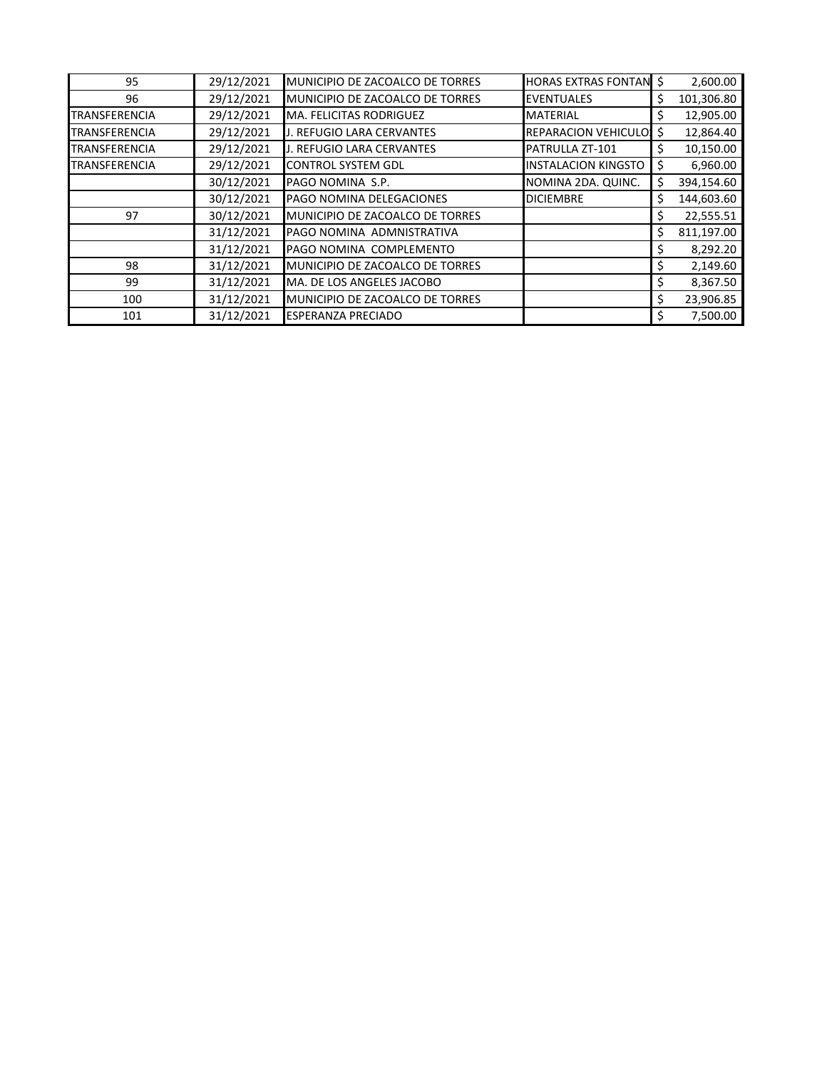| | | | | |
|---|---|---|---|---|
| 95 | 29/12/2021 | MUNICIPIO DE ZACOALCO DE TORRES | HORAS EXTRAS FONTAN | $ 2,600.00 |
| 96 | 29/12/2021 | MUNICIPIO DE ZACOALCO DE TORRES | EVENTUALES | $ 101,306.80 |
| TRANSFERENCIA | 29/12/2021 | MA. FELICITAS RODRIGUEZ | MATERIAL | $ 12,905.00 |
| TRANSFERENCIA | 29/12/2021 | J. REFUGIO LARA CERVANTES | REPARACION VEHICULO | $ 12,864.40 |
| TRANSFERENCIA | 29/12/2021 | J. REFUGIO LARA CERVANTES | PATRULLA ZT-101 | $ 10,150.00 |
| TRANSFERENCIA | 29/12/2021 | CONTROL SYSTEM GDL | INSTALACION KINGSTO | $ 6,960.00 |
| | 30/12/2021 | PAGO NOMINA S.P. | NOMINA 2DA. QUINC. | $ 394,154.60 |
| | 30/12/2021 | PAGO NOMINA DELEGACIONES | DICIEMBRE | $ 144,603.60 |
| 97 | 30/12/2021 | MUNICIPIO DE ZACOALCO DE TORRES | | $ 22,555.51 |
| | 31/12/2021 | PAGO NOMINA ADMNISTRATIVA | | $ 811,197.00 |
| | 31/12/2021 | PAGO NOMINA COMPLEMENTO | | $ 8,292.20 |
| 98 | 31/12/2021 | MUNICIPIO DE ZACOALCO DE TORRES | | $ 2,149.60 |
| 99 | 31/12/2021 | MA. DE LOS ANGELES JACOBO | | $ 8,367.50 |
| 100 | 31/12/2021 | MUNICIPIO DE ZACOALCO DE TORRES | | $ 23,906.85 |
| 101 | 31/12/2021 | ESPERANZA PRECIADO | | $ 7,500.00 |